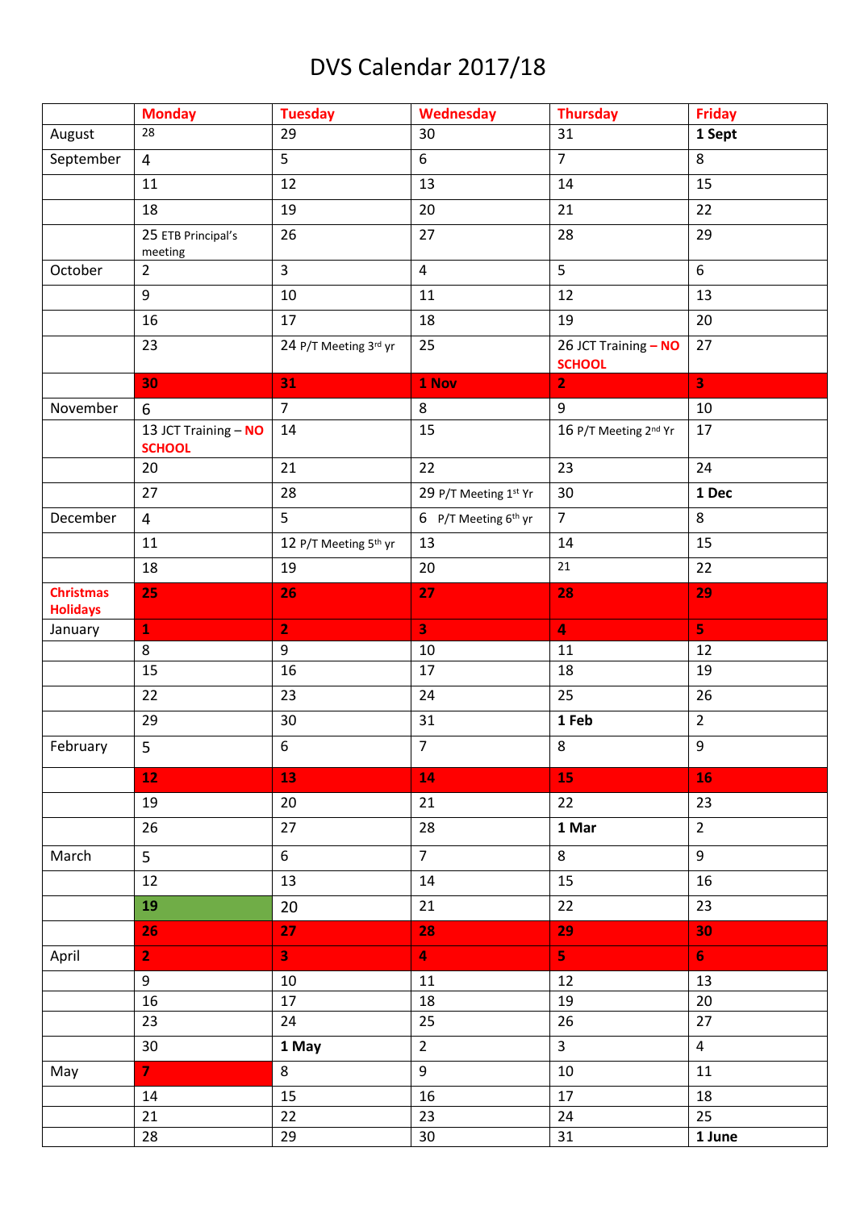# DVS Calendar 2017/18

| | Monday | Tuesday | Wednesday | Thursday | Friday |
|---|---|---|---|---|---|
| August | 28 | 29 | 30 | 31 | **1 Sept** |
| September | 4 | 5 | 6 | 7 | 8 |
| | 11 | 12 | 13 | 14 | 15 |
| | 18 | 19 | 20 | 21 | 22 |
| | 25 ETB Principal's meeting | 26 | 27 | 28 | 29 |
| October | 2 | 3 | 4 | 5 | 6 |
| | 9 | 10 | 11 | 12 | 13 |
| | 16 | 17 | 18 | 19 | 20 |
| | 23 | 24 P/T Meeting 3rd yr | 25 | 26 JCT Training – **NO SCHOOL** | 27 |
| | **30** | **31** | **1 Nov** | **2** | **3** |
| November | 6 | 7 | 8 | 9 | 10 |
| | 13 JCT Training – **NO SCHOOL** | 14 | 15 | 16 P/T Meeting 2nd Yr | 17 |
| | 20 | 21 | 22 | 23 | 24 |
| | 27 | 28 | 29 P/T Meeting 1st Yr | 30 | **1 Dec** |
| December | 4 | 5 | 6 P/T Meeting 6th yr | 7 | 8 |
| | 11 | 12 P/T Meeting 5th yr | 13 | 14 | 15 |
| | 18 | 19 | 20 | 21 | 22 |
| **Christmas Holidays** | **25** | **26** | **27** | **28** | **29** |
| January | **1** | **2** | **3** | **4** | **5** |
| | 8 | 9 | 10 | 11 | 12 |
| | 15 | 16 | 17 | 18 | 19 |
| | 22 | 23 | 24 | 25 | 26 |
| | 29 | 30 | 31 | **1 Feb** | 2 |
| February | 5 | 6 | 7 | 8 | 9 |
| | **12** | **13** | **14** | **15** | **16** |
| | 19 | 20 | 21 | 22 | 23 |
| | 26 | 27 | 28 | **1 Mar** | 2 |
| March | 5 | 6 | 7 | 8 | 9 |
| | 12 | 13 | 14 | 15 | 16 |
| | **19** | 20 | 21 | 22 | 23 |
| | **26** | **27** | **28** | **29** | **30** |
| April | **2** | **3** | **4** | **5** | **6** |
| | 9 | 10 | 11 | 12 | 13 |
| | 16 | 17 | 18 | 19 | 20 |
| | 23 | 24 | 25 | 26 | 27 |
| | 30 | **1 May** | 2 | 3 | 4 |
| May | **7** | 8 | 9 | 10 | 11 |
| | 14 | 15 | 16 | 17 | 18 |
| | 21 | 22 | 23 | 24 | 25 |
| | 28 | 29 | 30 | 31 | **1 June** |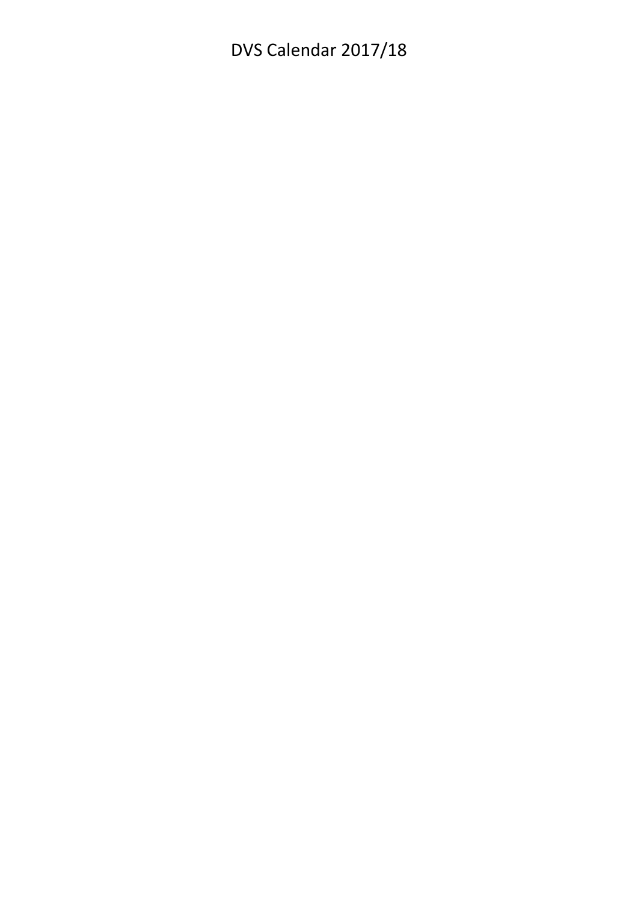DVS Calendar 2017/18